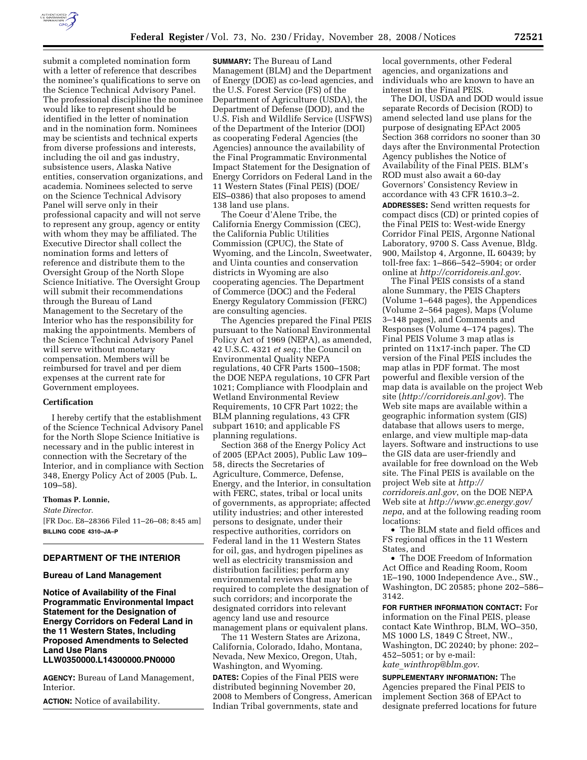submit a completed nomination form with a letter of reference that describes the nominee's qualifications to serve on the Science Technical Advisory Panel. The professional discipline the nominee would like to represent should be identified in the letter of nomination and in the nomination form. Nominees may be scientists and technical experts from diverse professions and interests, including the oil and gas industry, subsistence users, Alaska Native entities, conservation organizations, and academia. Nominees selected to serve on the Science Technical Advisory Panel will serve only in their professional capacity and will not serve to represent any group, agency or entity with whom they may be affiliated. The Executive Director shall collect the nomination forms and letters of reference and distribute them to the Oversight Group of the North Slope Science Initiative. The Oversight Group will submit their recommendations through the Bureau of Land Management to the Secretary of the Interior who has the responsibility for making the appointments. Members of the Science Technical Advisory Panel will serve without monetary compensation. Members will be reimbursed for travel and per diem expenses at the current rate for Government employees.

### Certification

I hereby certify that the establishment of the Science Technical Advisory Panel for the North Slope Science Initiative is necessary and in the public interest in connection with the Secretary of the Interior, and in compliance with Section 348, Energy Policy Act of 2005 (Pub. L. 109–58).

**Thomas P. Lonnie,**

*State Director.*

[FR Doc. E8–28366 Filed 11–26–08; 8:45 am]

**BILLING CODE 4310–JA–P**

---

## DEPARTMENT OF THE INTERIOR

### Bureau of Land Management

### Notice of Availability of the Final Programmatic Environmental Impact Statement for the Designation of Energy Corridors on Federal Land in the 11 Western States, Including Proposed Amendments to Selected Land Use Plans LLW0350000.L14300000.PN0000

**AGENCY:** Bureau of Land Management, Interior.

**ACTION:** Notice of availability.

---

**SUMMARY:** The Bureau of Land Management (BLM) and the Department of Energy (DOE) as co-lead agencies, and the U.S. Forest Service (FS) of the Department of Agriculture (USDA), the Department of Defense (DOD), and the U.S. Fish and Wildlife Service (USFWS) of the Department of the Interior (DOI) as cooperating Federal Agencies (the Agencies) announce the availability of the Final Programmatic Environmental Impact Statement for the Designation of Energy Corridors on Federal Land in the 11 Western States (Final PEIS) (DOE/EIS–0386) that also proposes to amend 138 land use plans.

The Coeur d'Alene Tribe, the California Energy Commission (CEC), the California Public Utilities Commission (CPUC), the State of Wyoming, and the Lincoln, Sweetwater, and Uinta counties and conservation districts in Wyoming are also cooperating agencies. The Department of Commerce (DOC) and the Federal Energy Regulatory Commission (FERC) are consulting agencies.

The Agencies prepared the Final PEIS pursuant to the National Environmental Policy Act of 1969 (NEPA), as amended, 42 U.S.C. 4321 *et seq.*; the Council on Environmental Quality NEPA regulations, 40 CFR Parts 1500–1508; the DOE NEPA regulations, 10 CFR Part 1021; Compliance with Floodplain and Wetland Environmental Review Requirements, 10 CFR Part 1022; the BLM planning regulations, 43 CFR subpart 1610; and applicable FS planning regulations.

Section 368 of the Energy Policy Act of 2005 (EPAct 2005), Public Law 109–58, directs the Secretaries of Agriculture, Commerce, Defense, Energy, and the Interior, in consultation with FERC, states, tribal or local units of governments, as appropriate; affected utility industries; and other interested persons to designate, under their respective authorities, corridors on Federal land in the 11 Western States for oil, gas, and hydrogen pipelines as well as electricity transmission and distribution facilities; perform any environmental reviews that may be required to complete the designation of such corridors; and incorporate the designated corridors into relevant agency land use and resource management plans or equivalent plans.

The 11 Western States are Arizona, California, Colorado, Idaho, Montana, Nevada, New Mexico, Oregon, Utah, Washington, and Wyoming.

**DATES:** Copies of the Final PEIS were distributed beginning November 20, 2008 to Members of Congress, American Indian Tribal governments, state and local governments, other Federal agencies, and organizations and individuals who are known to have an interest in the Final PEIS.

The DOI, USDA and DOD would issue separate Records of Decision (ROD) to amend selected land use plans for the purpose of designating EPAct 2005 Section 368 corridors no sooner than 30 days after the Environmental Protection Agency publishes the Notice of Availability of the Final PEIS. BLM's ROD must also await a 60-day Governors' Consistency Review in accordance with 43 CFR 1610.3–2.

**ADDRESSES:** Send written requests for compact discs (CD) or printed copies of the Final PEIS to: West-wide Energy Corridor Final PEIS, Argonne National Laboratory, 9700 S. Cass Avenue, Bldg. 900, Mailstop 4, Argonne, IL 60439; by toll-free fax: 1–866–542–5904; or order online at *http://corridoreis.anl.gov*.

The Final PEIS consists of a stand alone Summary, the PEIS Chapters (Volume 1–648 pages), the Appendices (Volume 2–564 pages), Maps (Volume 3–148 pages), and Comments and Responses (Volume 4–174 pages). The Final PEIS Volume 3 map atlas is printed on 11x17-inch paper. The CD version of the Final PEIS includes the map atlas in PDF format. The most powerful and flexible version of the map data is available on the project Web site (*http://corridoreis.anl.gov*). The Web site maps are available within a geographic information system (GIS) database that allows users to merge, enlarge, and view multiple map-data layers. Software and instructions to use the GIS data are user-friendly and available for free download on the Web site. The Final PEIS is available on the project Web site at *http://corridoreis.anl.gov*, on the DOE NEPA Web site at *http://www.gc.energy.gov/nepa*, and at the following reading room locations:

- The BLM state and field offices and FS regional offices in the 11 Western States, and
- The DOE Freedom of Information Act Office and Reading Room, Room 1E–190, 1000 Independence Ave., SW., Washington, DC 20585; phone 202–586–3142.

**FOR FURTHER INFORMATION CONTACT:** For information on the Final PEIS, please contact Kate Winthrop, BLM, WO–350, MS 1000 LS, 1849 C Street, NW., Washington, DC 20240; by phone: 202–452–5051; or by e-mail: *kate_winthrop@blm.gov*.

**SUPPLEMENTARY INFORMATION:** The Agencies prepared the Final PEIS to implement Section 368 of EPAct to designate preferred locations for future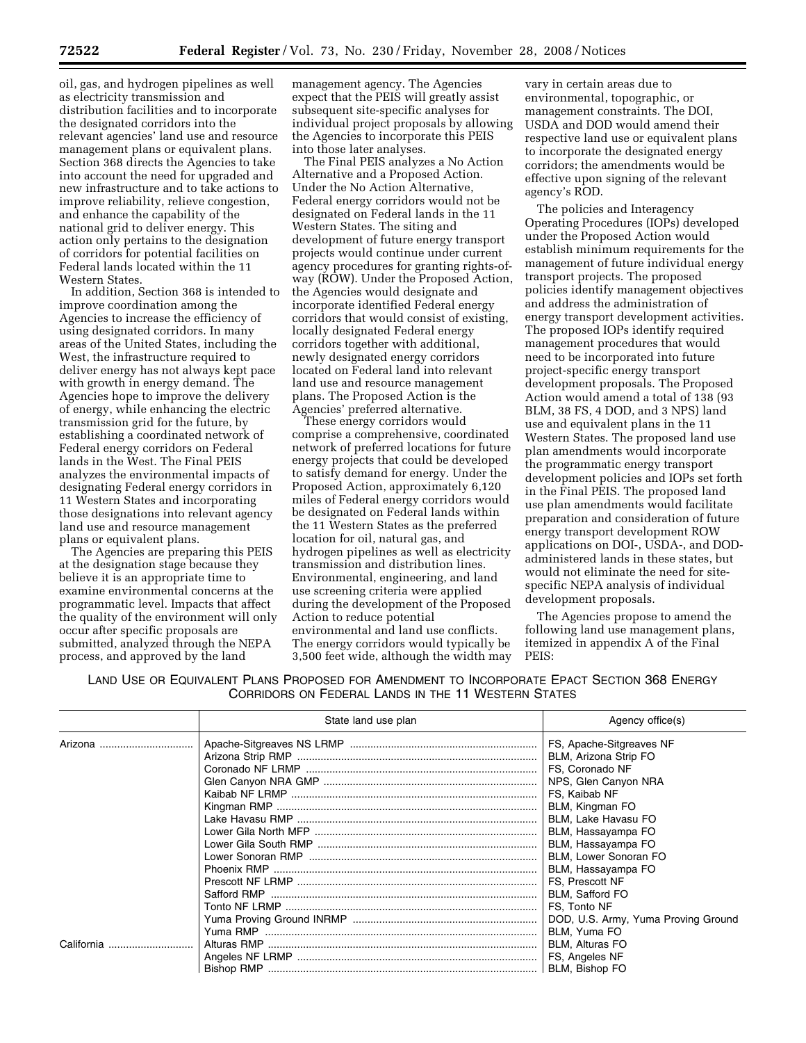oil, gas, and hydrogen pipelines as well as electricity transmission and distribution facilities and to incorporate the designated corridors into the relevant agencies' land use and resource management plans or equivalent plans. Section 368 directs the Agencies to take into account the need for upgraded and new infrastructure and to take actions to improve reliability, relieve congestion, and enhance the capability of the national grid to deliver energy. This action only pertains to the designation of corridors for potential facilities on Federal lands located within the 11 Western States.

In addition, Section 368 is intended to improve coordination among the Agencies to increase the efficiency of using designated corridors. In many areas of the United States, including the West, the infrastructure required to deliver energy has not always kept pace with growth in energy demand. The Agencies hope to improve the delivery of energy, while enhancing the electric transmission grid for the future, by establishing a coordinated network of Federal energy corridors on Federal lands in the West. The Final PEIS analyzes the environmental impacts of designating Federal energy corridors in 11 Western States and incorporating those designations into relevant agency land use and resource management plans or equivalent plans.

The Agencies are preparing this PEIS at the designation stage because they believe it is an appropriate time to examine environmental concerns at the programmatic level. Impacts that affect the quality of the environment will only occur after specific proposals are submitted, analyzed through the NEPA process, and approved by the land management agency. The Agencies expect that the PEIS will greatly assist subsequent site-specific analyses for individual project proposals by allowing the Agencies to incorporate this PEIS into those later analyses.

The Final PEIS analyzes a No Action Alternative and a Proposed Action. Under the No Action Alternative, Federal energy corridors would not be designated on Federal lands in the 11 Western States. The siting and development of future energy transport projects would continue under current agency procedures for granting rights-of-way (ROW). Under the Proposed Action, the Agencies would designate and incorporate identified Federal energy corridors that would consist of existing, locally designated Federal energy corridors together with additional, newly designated energy corridors located on Federal land into relevant land use and resource management plans. The Proposed Action is the Agencies' preferred alternative.

These energy corridors would comprise a comprehensive, coordinated network of preferred locations for future energy projects that could be developed to satisfy demand for energy. Under the Proposed Action, approximately 6,120 miles of Federal energy corridors would be designated on Federal lands within the 11 Western States as the preferred location for oil, natural gas, and hydrogen pipelines as well as electricity transmission and distribution lines. Environmental, engineering, and land use screening criteria were applied during the development of the Proposed Action to reduce potential environmental and land use conflicts. The energy corridors would typically be 3,500 feet wide, although the width may vary in certain areas due to environmental, topographic, or management constraints. The DOI, USDA and DOD would amend their respective land use or equivalent plans to incorporate the designated energy corridors; the amendments would be effective upon signing of the relevant agency's ROD.

The policies and Interagency Operating Procedures (IOPs) developed under the Proposed Action would establish minimum requirements for the management of future individual energy transport projects. The proposed policies identify management objectives and address the administration of energy transport development activities. The proposed IOPs identify required management procedures that would need to be incorporated into future project-specific energy transport development proposals. The Proposed Action would amend a total of 138 (93 BLM, 38 FS, 4 DOD, and 3 NPS) land use and equivalent plans in the 11 Western States. The proposed land use plan amendments would incorporate the programmatic energy transport development policies and IOPs set forth in the Final PEIS. The proposed land use plan amendments would facilitate preparation and consideration of future energy transport development ROW applications on DOI-, USDA-, and DOD-administered lands in these states, but would not eliminate the need for site-specific NEPA analysis of individual development proposals.

The Agencies propose to amend the following land use management plans, itemized in appendix A of the Final PEIS:

LAND USE OR EQUIVALENT PLANS PROPOSED FOR AMENDMENT TO INCORPORATE EPACT SECTION 368 ENERGY CORRIDORS ON FEDERAL LANDS IN THE 11 WESTERN STATES

| | State land use plan | Agency office(s) |
|---|---|---|
| Arizona | Apache-Sitgreaves NS LRMP | FS, Apache-Sitgreaves NF |
| | Arizona Strip RMP | BLM, Arizona Strip FO |
| | Coronado NF LRMP | FS, Coronado NF |
| | Glen Canyon NRA GMP | NPS, Glen Canyon NRA |
| | Kaibab NF LRMP | FS, Kaibab NF |
| | Kingman RMP | BLM, Kingman FO |
| | Lake Havasu RMP | BLM, Lake Havasu FO |
| | Lower Gila North MFP | BLM, Hassayampa FO |
| | Lower Gila South RMP | BLM, Hassayampa FO |
| | Lower Sonoran RMP | BLM, Lower Sonoran FO |
| | Phoenix RMP | BLM, Hassayampa FO |
| | Prescott NF LRMP | FS, Prescott NF |
| | Safford RMP | BLM, Safford FO |
| | Tonto NF LRMP | FS, Tonto NF |
| | Yuma Proving Ground INRMP | DOD, U.S. Army, Yuma Proving Ground |
| | Yuma RMP | BLM, Yuma FO |
| California | Alturas RMP | BLM, Alturas FO |
| | Angeles NF LRMP | FS, Angeles NF |
| | Bishop RMP | BLM, Bishop FO |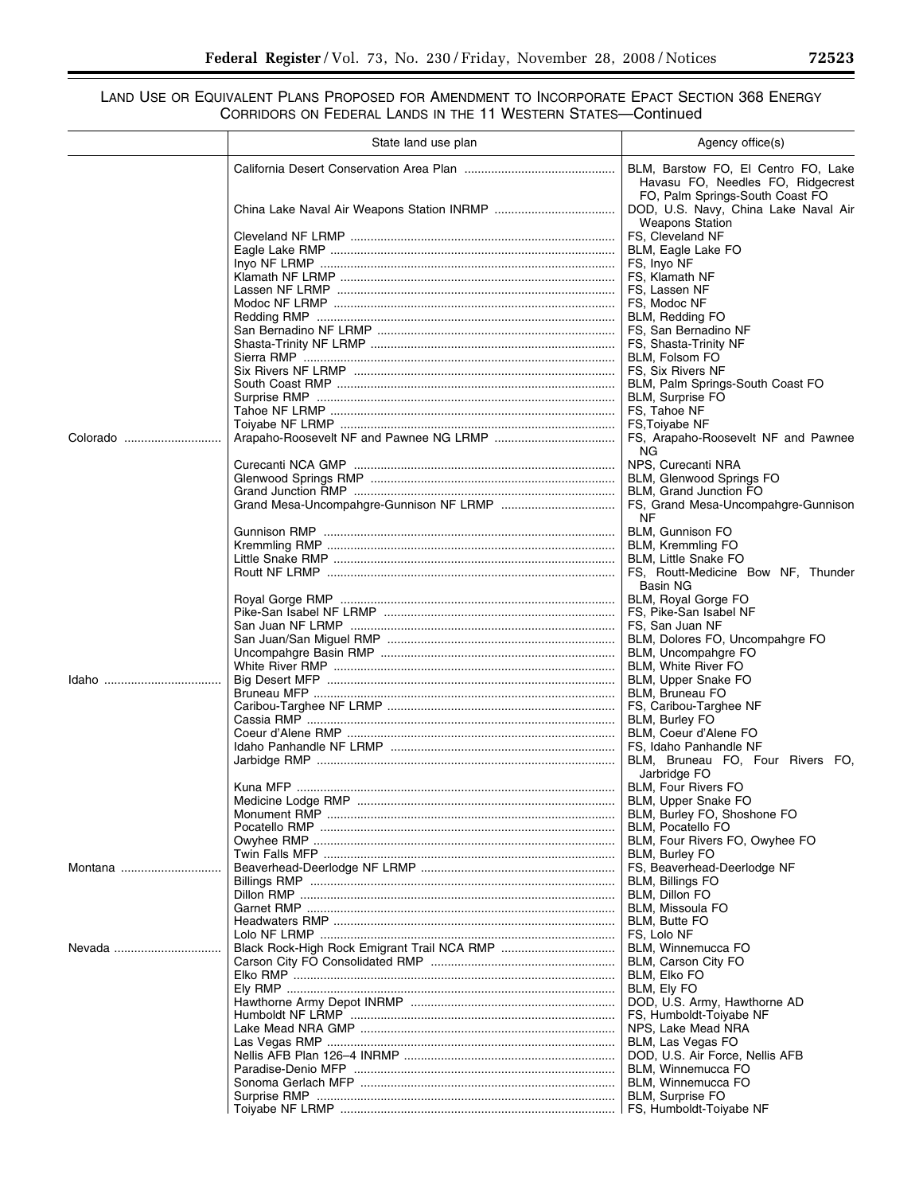LAND USE OR EQUIVALENT PLANS PROPOSED FOR AMENDMENT TO INCORPORATE EPACT SECTION 368 ENERGY CORRIDORS ON FEDERAL LANDS IN THE 11 WESTERN STATES—Continued

| | State land use plan | Agency office(s) |
|---|---|---|
| | California Desert Conservation Area Plan | BLM, Barstow FO, El Centro FO, Lake Havasu FO, Needles FO, Ridgecrest FO, Palm Springs-South Coast FO |
| | China Lake Naval Air Weapons Station INRMP | DOD, U.S. Navy, China Lake Naval Air Weapons Station |
| | Cleveland NF LRMP | FS, Cleveland NF |
| | Eagle Lake RMP | BLM, Eagle Lake FO |
| | Inyo NF LRMP | FS, Inyo NF |
| | Klamath NF LRMP | FS, Klamath NF |
| | Lassen NF LRMP | FS, Lassen NF |
| | Modoc NF LRMP | FS, Modoc NF |
| | Redding RMP | BLM, Redding FO |
| | San Bernadino NF LRMP | FS, San Bernadino NF |
| | Shasta-Trinity NF LRMP | FS, Shasta-Trinity NF |
| | Sierra RMP | BLM, Folsom FO |
| | Six Rivers NF LRMP | FS, Six Rivers NF |
| | South Coast RMP | BLM, Palm Springs-South Coast FO |
| | Surprise RMP | BLM, Surprise FO |
| | Tahoe NF LRMP | FS, Tahoe NF |
| | Toiyabe NF LRMP | FS,Toiyabe NF |
| Colorado | Arapaho-Roosevelt NF and Pawnee NG LRMP | FS, Arapaho-Roosevelt NF and Pawnee NG |
| | Curecanti NCA GMP | NPS, Curecanti NRA |
| | Glenwood Springs RMP | BLM, Glenwood Springs FO |
| | Grand Junction RMP | BLM, Grand Junction FO |
| | Grand Mesa-Uncompahgre-Gunnison NF LRMP | FS, Grand Mesa-Uncompahgre-Gunnison NF |
| | Gunnison RMP | BLM, Gunnison FO |
| | Kremmling RMP | BLM, Kremmling FO |
| | Little Snake RMP | BLM, Little Snake FO |
| | Routt NF LRMP | FS, Routt-Medicine Bow NF, Thunder Basin NG |
| | Royal Gorge RMP | BLM, Royal Gorge FO |
| | Pike-San Isabel NF LRMP | FS, Pike-San Isabel NF |
| | San Juan NF LRMP | FS, San Juan NF |
| | San Juan/San Miguel RMP | BLM, Dolores FO, Uncompahgre FO |
| | Uncompahgre Basin RMP | BLM, Uncompahgre FO |
| | White River RMP | BLM, White River FO |
| Idaho | Big Desert MFP | BLM, Upper Snake FO |
| | Bruneau MFP | BLM, Bruneau FO |
| | Caribou-Targhee NF LRMP | FS, Caribou-Targhee NF |
| | Cassia RMP | BLM, Burley FO |
| | Coeur d'Alene RMP | BLM, Coeur d'Alene FO |
| | Idaho Panhandle NF LRMP | FS, Idaho Panhandle NF |
| | Jarbidge RMP | BLM, Bruneau FO, Four Rivers FO, Jarbridge FO |
| | Kuna MFP | BLM, Four Rivers FO |
| | Medicine Lodge RMP | BLM, Upper Snake FO |
| | Monument RMP | BLM, Burley FO, Shoshone FO |
| | Pocatello RMP | BLM, Pocatello FO |
| | Owyhee RMP | BLM, Four Rivers FO, Owyhee FO |
| | Twin Falls MFP | BLM, Burley FO |
| Montana | Beaverhead-Deerlodge LRMP | FS, Beaverhead-Deerlodge NF |
| | Billings RMP | BLM, Billings FO |
| | Dillon RMP | BLM, Dillon FO |
| | Garnet RMP | BLM, Missoula FO |
| | Headwaters RMP | BLM, Butte FO |
| | Lolo NF LRMP | FS, Lolo NF |
| Nevada | Black Rock-High Rock Emigrant Trail NCA RMP | BLM, Winnemucca FO |
| | Carson City FO Consolidated RMP | BLM, Carson City FO |
| | Elko RMP | BLM, Elko FO |
| | Ely RMP | BLM, Ely FO |
| | Hawthorne Army Depot INRMP | DOD, U.S. Army, Hawthorne AD |
| | Humboldt NF LRMP | FS, Humboldt-Toiyabe NF |
| | Lake Mead NRA GMP | NPS, Lake Mead NRA |
| | Las Vegas RMP | BLM, Las Vegas FO |
| | Nellis AFB Plan 126–4 INRMP | DOD, U.S. Air Force, Nellis AFB |
| | Paradise-Denio MFP | BLM, Winnemucca FO |
| | Sonoma Gerlach MFP | BLM, Winnemucca FO |
| | Surprise RMP | BLM, Surprise FO |
| | Toiyabe NF LRMP | FS, Humboldt-Toiyabe NF |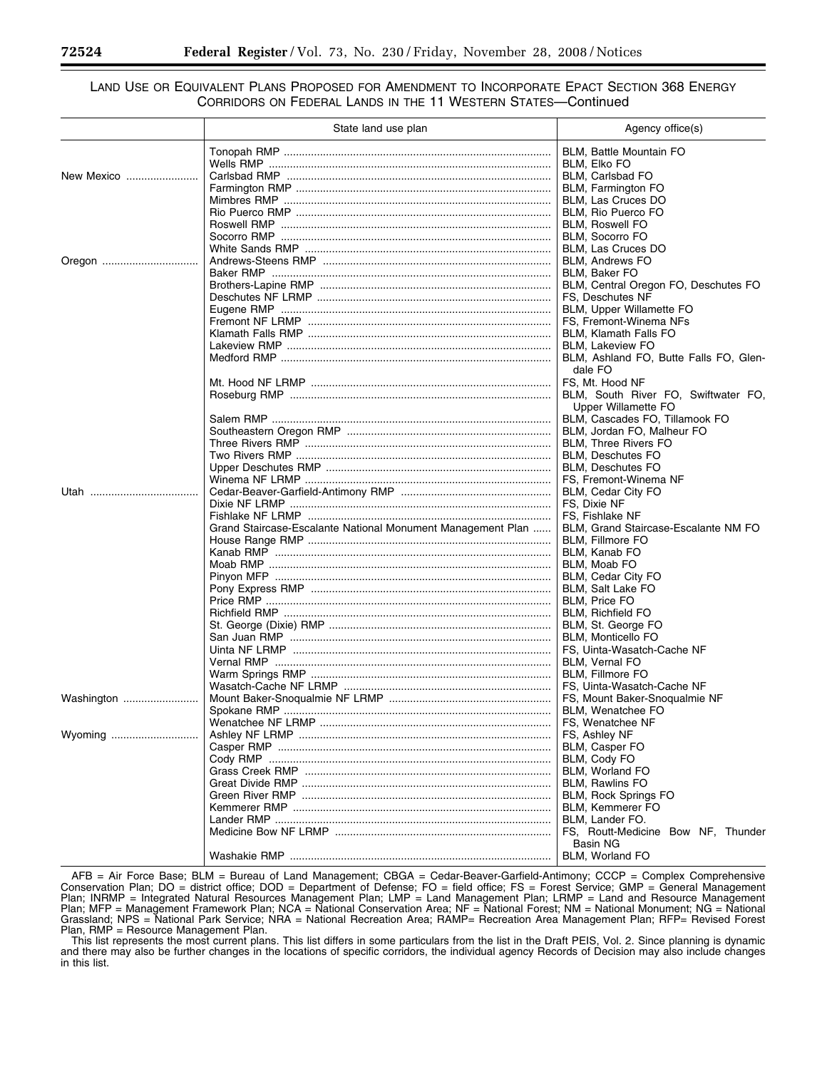LAND USE OR EQUIVALENT PLANS PROPOSED FOR AMENDMENT TO INCORPORATE EPACT SECTION 368 ENERGY CORRIDORS ON FEDERAL LANDS IN THE 11 WESTERN STATES—Continued

| | State land use plan | Agency office(s) |
|---|---|---|
| | Tonopah RMP | BLM, Battle Mountain FO |
| | Wells RMP | BLM, Elko FO |
| New Mexico | Carlsbad RMP | BLM, Carlsbad FO |
| | Farmington RMP | BLM, Farmington FO |
| | Mimbres RMP | BLM, Las Cruces DO |
| | Rio Puerco RMP | BLM, Rio Puerco FO |
| | Roswell RMP | BLM, Roswell FO |
| | Socorro RMP | BLM, Socorro FO |
| | White Sands RMP | BLM, Las Cruces DO |
| Oregon | Andrews-Steens RMP | BLM, Andrews FO |
| | Baker RMP | BLM, Baker FO |
| | Brothers-Lapine RMP | BLM, Central Oregon FO, Deschutes FO |
| | Deschutes NF LRMP | FS, Deschutes NF |
| | Eugene RMP | BLM, Upper Willamette FO |
| | Fremont NF LRMP | FS, Fremont-Winema NFs |
| | Klamath Falls RMP | BLM, Klamath Falls FO |
| | Lakeview RMP | BLM, Lakeview FO |
| | Medford RMP | BLM, Ashland FO, Butte Falls FO, Glendale FO |
| | Mt. Hood NF LRMP | FS, Mt. Hood NF |
| | Roseburg RMP | BLM, South River FO, Swiftwater FO, Upper Willamette FO |
| | Salem RMP | BLM, Cascades FO, Tillamook FO |
| | Southeastern Oregon RMP | BLM, Jordan FO, Malheur FO |
| | Three Rivers RMP | BLM, Three Rivers FO |
| | Two Rivers RMP | BLM, Deschutes FO |
| | Upper Deschutes RMP | BLM, Deschutes FO |
| | Winema NF LRMP | FS, Fremont-Winema NF |
| Utah | Cedar-Beaver-Garfield-Antimony RMP | BLM, Cedar City FO |
| | Dixie NF LRMP | FS, Dixie NF |
| | Fishlake NF LRMP | FS, Fishlake NF |
| | Grand Staircase-Escalante National Monument Management Plan | BLM, Grand Staircase-Escalante NM FO |
| | House Range RMP | BLM, Fillmore FO |
| | Kanab RMP | BLM, Kanab FO |
| | Moab RMP | BLM, Moab FO |
| | Pinyon MFP | BLM, Cedar City FO |
| | Pony Express RMP | BLM, Salt Lake FO |
| | Price RMP | BLM, Price FO |
| | Richfield RMP | BLM, Richfield FO |
| | St. George (Dixie) RMP | BLM, St. George FO |
| | San Juan RMP | BLM, Monticello FO |
| | Uinta NF LRMP | FS, Uinta-Wasatch-Cache NF |
| | Vernal RMP | BLM, Vernal FO |
| | Warm Springs RMP | BLM, Fillmore FO |
| | Wasatch-Cache NF LRMP | FS, Uinta-Wasatch-Cache NF |
| Washington | Mount Baker-Snoqualmie NF LRMP | FS, Mount Baker-Snoqualmie NF |
| | Spokane RMP | BLM, Wenatchee FO |
| | Wenatchee NF LRMP | FS, Wenatchee NF |
| Wyoming | Ashley NF LRMP | FS, Ashley NF |
| | Casper RMP | BLM, Casper FO |
| | Cody RMP | BLM, Cody FO |
| | Grass Creek RMP | BLM, Worland FO |
| | Great Divide RMP | BLM, Rawlins FO |
| | Green River RMP | BLM, Rock Springs FO |
| | Kemmerer RMP | BLM, Kemmerer FO |
| | Lander RMP | BLM, Lander FO. |
| | Medicine Bow NF LRMP | FS, Routt-Medicine Bow NF, Thunder Basin NG |
| | Washakie RMP | BLM, Worland FO |

AFB = Air Force Base; BLM = Bureau of Land Management; CBGA = Cedar-Beaver-Garfield-Antimony; CCCP = Complex Comprehensive Conservation Plan; DO = district office; DOD = Department of Defense; FO = field office; FS = Forest Service; GMP = General Management Plan; INRMP = Integrated Natural Resources Management Plan; LMP = Land Management Plan; LRMP = Land and Resource Management Plan; MFP = Management Framework Plan; NCA = National Conservation Area; NF = National Forest; NM = National Monument; NG = National Grassland; NPS = National Park Service; NRA = National Recreation Area; RAMP= Recreation Area Management Plan; RFP= Revised Forest Plan, RMP = Resource Management Plan.

This list represents the most current plans. This list differs in some particulars from the list in the Draft PEIS, Vol. 2. Since planning is dynamic and there may also be further changes in the locations of specific corridors, the individual agency Records of Decision may also include changes in this list.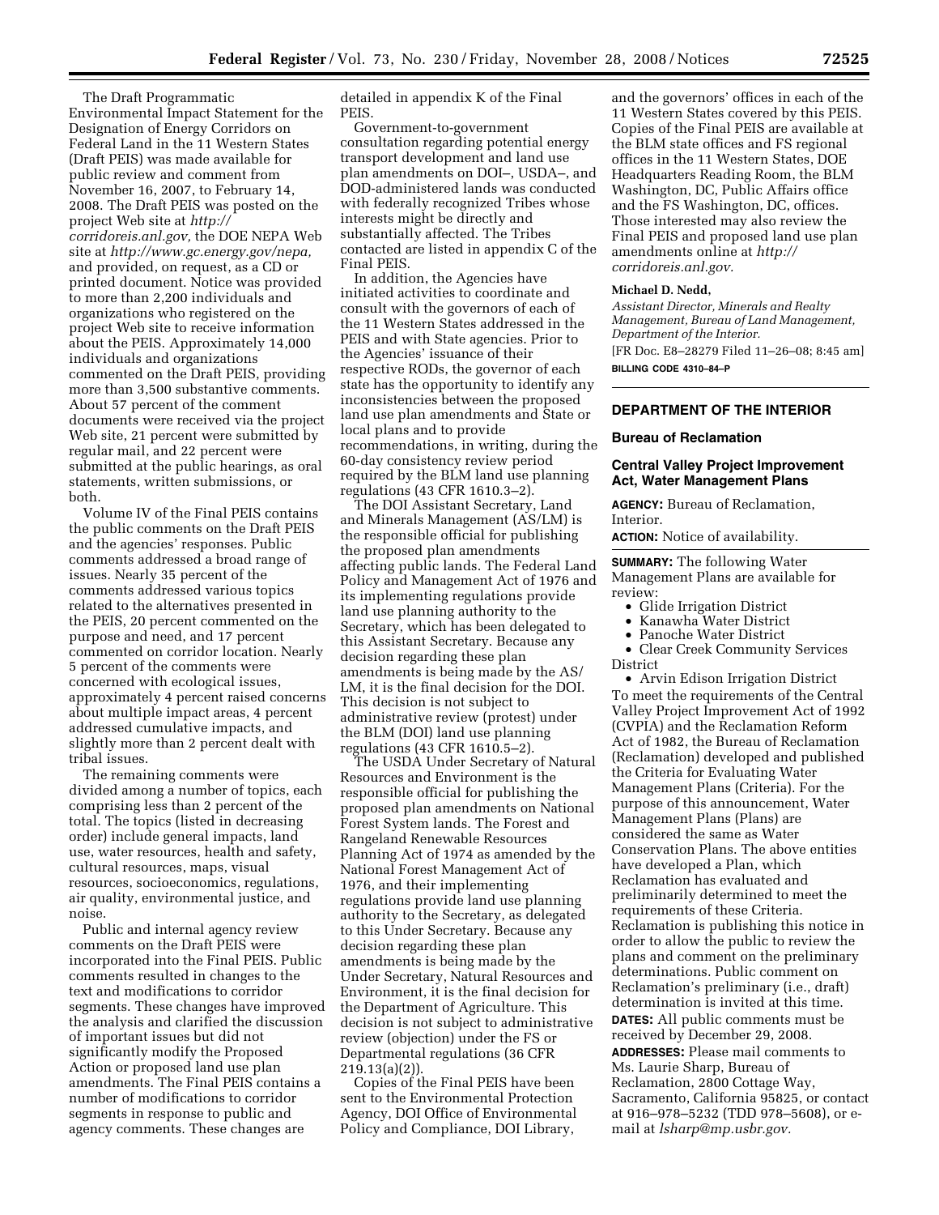The Draft Programmatic Environmental Impact Statement for the Designation of Energy Corridors on Federal Land in the 11 Western States (Draft PEIS) was made available for public review and comment from November 16, 2007, to February 14, 2008. The Draft PEIS was posted on the project Web site at *http://corridoreis.anl.gov,* the DOE NEPA Web site at *http://www.gc.energy.gov/nepa,* and provided, on request, as a CD or printed document. Notice was provided to more than 2,200 individuals and organizations who registered on the project Web site to receive information about the PEIS. Approximately 14,000 individuals and organizations commented on the Draft PEIS, providing more than 3,500 substantive comments. About 57 percent of the comment documents were received via the project Web site, 21 percent were submitted by regular mail, and 22 percent were submitted at the public hearings, as oral statements, written submissions, or both.

Volume IV of the Final PEIS contains the public comments on the Draft PEIS and the agencies' responses. Public comments addressed a broad range of issues. Nearly 35 percent of the comments addressed various topics related to the alternatives presented in the PEIS, 20 percent commented on the purpose and need, and 17 percent commented on corridor location. Nearly 5 percent of the comments were concerned with ecological issues, approximately 4 percent raised concerns about multiple impact areas, 4 percent addressed cumulative impacts, and slightly more than 2 percent dealt with tribal issues.

The remaining comments were divided among a number of topics, each comprising less than 2 percent of the total. The topics (listed in decreasing order) include general impacts, land use, water resources, health and safety, cultural resources, maps, visual resources, socioeconomics, regulations, air quality, environmental justice, and noise.

Public and internal agency review comments on the Draft PEIS were incorporated into the Final PEIS. Public comments resulted in changes to the text and modifications to corridor segments. These changes have improved the analysis and clarified the discussion of important issues but did not significantly modify the Proposed Action or proposed land use plan amendments. The Final PEIS contains a number of modifications to corridor segments in response to public and agency comments. These changes are detailed in appendix K of the Final PEIS.

Government-to-government consultation regarding potential energy transport development and land use plan amendments on DOI–, USDA–, and DOD-administered lands was conducted with federally recognized Tribes whose interests might be directly and substantially affected. The Tribes contacted are listed in appendix C of the Final PEIS.

In addition, the Agencies have initiated activities to coordinate and consult with the governors of each of the 11 Western States addressed in the PEIS and with State agencies. Prior to the Agencies' issuance of their respective RODs, the governor of each state has the opportunity to identify any inconsistencies between the proposed land use plan amendments and State or local plans and to provide recommendations, in writing, during the 60-day consistency review period required by the BLM land use planning regulations (43 CFR 1610.3–2).

The DOI Assistant Secretary, Land and Minerals Management (AS/LM) is the responsible official for publishing the proposed plan amendments affecting public lands. The Federal Land Policy and Management Act of 1976 and its implementing regulations provide land use planning authority to the Secretary, which has been delegated to this Assistant Secretary. Because any decision regarding these plan amendments is being made by the AS/LM, it is the final decision for the DOI. This decision is not subject to administrative review (protest) under the BLM (DOI) land use planning regulations (43 CFR 1610.5–2).

The USDA Under Secretary of Natural Resources and Environment is the responsible official for publishing the proposed plan amendments on National Forest System lands. The Forest and Rangeland Renewable Resources Planning Act of 1974 as amended by the National Forest Management Act of 1976, and their implementing regulations provide land use planning authority to the Secretary, as delegated to this Under Secretary. Because any decision regarding these plan amendments is being made by the Under Secretary, Natural Resources and Environment, it is the final decision for the Department of Agriculture. This decision is not subject to administrative review (objection) under the FS or Departmental regulations (36 CFR 219.13(a)(2)).

Copies of the Final PEIS have been sent to the Environmental Protection Agency, DOI Office of Environmental Policy and Compliance, DOI Library, and the governors' offices in each of the 11 Western States covered by this PEIS. Copies of the Final PEIS are available at the BLM state offices and FS regional offices in the 11 Western States, DOE Headquarters Reading Room, the BLM Washington, DC, Public Affairs office and the FS Washington, DC, offices. Those interested may also review the Final PEIS and proposed land use plan amendments online at *http://corridoreis.anl.gov.*

**Michael D. Nedd,**

*Assistant Director, Minerals and Realty Management, Bureau of Land Management, Department of the Interior.*

[FR Doc. E8–28279 Filed 11–26–08; 8:45 am]

**BILLING CODE 4310–84–P**

---

## DEPARTMENT OF THE INTERIOR

### Bureau of Reclamation

### Central Valley Project Improvement Act, Water Management Plans

**AGENCY:** Bureau of Reclamation, Interior.

**ACTION:** Notice of availability.

**SUMMARY:** The following Water Management Plans are available for review:

- Glide Irrigation District
- Kanawha Water District
- Panoche Water District
- Clear Creek Community Services District
- Arvin Edison Irrigation District

To meet the requirements of the Central Valley Project Improvement Act of 1992 (CVPIA) and the Reclamation Reform Act of 1982, the Bureau of Reclamation (Reclamation) developed and published the Criteria for Evaluating Water Management Plans (Criteria). For the purpose of this announcement, Water Management Plans (Plans) are considered the same as Water Conservation Plans. The above entities have developed a Plan, which Reclamation has evaluated and preliminarily determined to meet the requirements of these Criteria. Reclamation is publishing this notice in order to allow the public to review the plans and comment on the preliminary determinations. Public comment on Reclamation's preliminary (i.e., draft) determination is invited at this time.

**DATES:** All public comments must be received by December 29, 2008.

**ADDRESSES:** Please mail comments to Ms. Laurie Sharp, Bureau of Reclamation, 2800 Cottage Way, Sacramento, California 95825, or contact at 916–978–5232 (TDD 978–5608), or e-mail at *lsharp@mp.usbr.gov.*